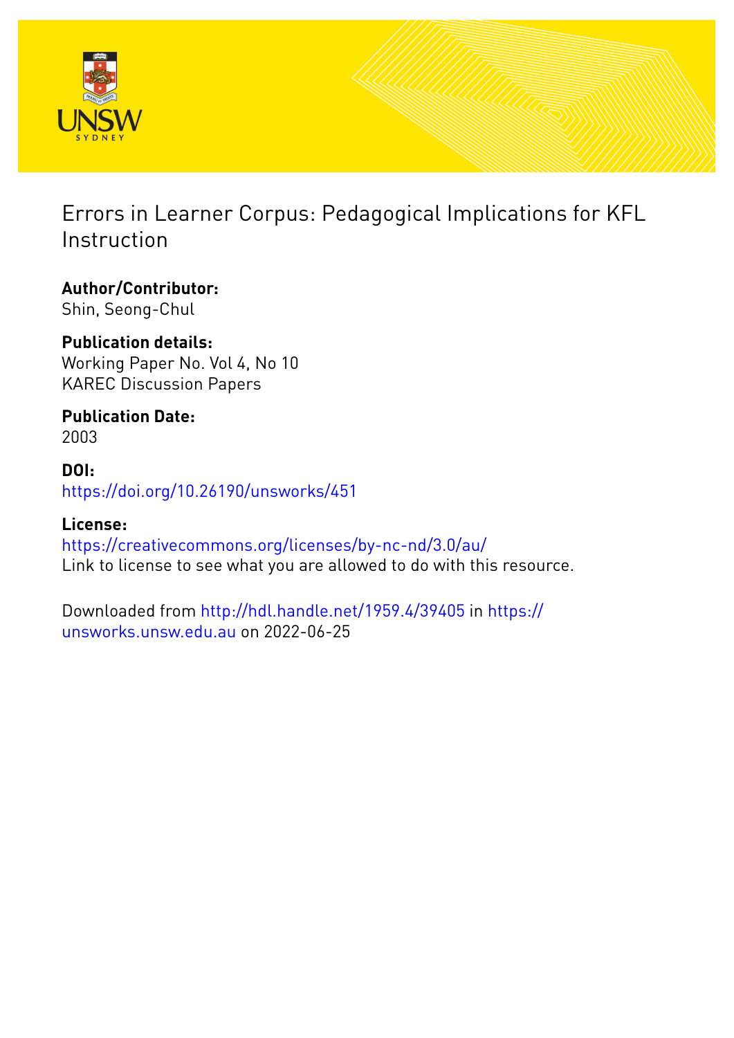# Errors in Learner Corpus: Pedagogical Implications for KFL Instruction

**Author/Contributor:**
Shin, Seong-Chul

**Publication details:**
Working Paper No. Vol 4, No 10
KAREC Discussion Papers

**Publication Date:**
2003

**DOI:**
https://doi.org/10.26190/unsworks/451

**License:**
https://creativecommons.org/licenses/by-nc-nd/3.0/au/
Link to license to see what you are allowed to do with this resource.

Downloaded from http://hdl.handle.net/1959.4/39405 in https://unsworks.unsw.edu.au on 2022-06-25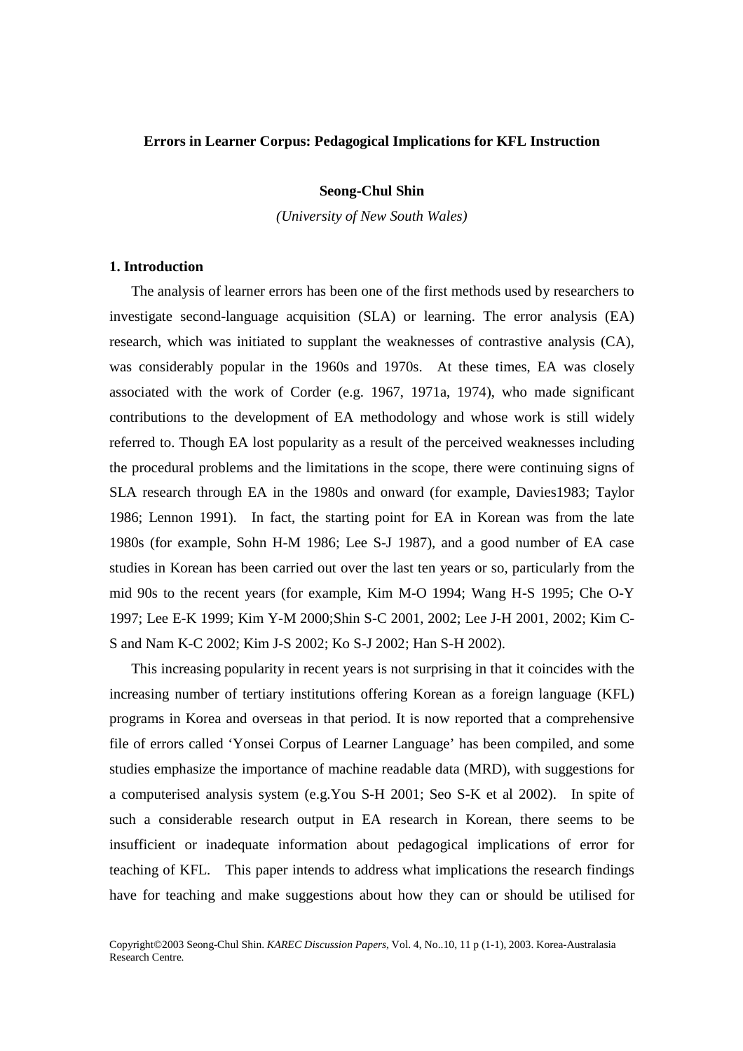**Errors in Learner Corpus: Pedagogical Implications for KFL Instruction**

**Seong-Chul Shin**

*(University of New South Wales)*

## 1. Introduction

The analysis of learner errors has been one of the first methods used by researchers to investigate second-language acquisition (SLA) or learning. The error analysis (EA) research, which was initiated to supplant the weaknesses of contrastive analysis (CA), was considerably popular in the 1960s and 1970s. At these times, EA was closely associated with the work of Corder (e.g. 1967, 1971a, 1974), who made significant contributions to the development of EA methodology and whose work is still widely referred to. Though EA lost popularity as a result of the perceived weaknesses including the procedural problems and the limitations in the scope, there were continuing signs of SLA research through EA in the 1980s and onward (for example, Davies1983; Taylor 1986; Lennon 1991). In fact, the starting point for EA in Korean was from the late 1980s (for example, Sohn H-M 1986; Lee S-J 1987), and a good number of EA case studies in Korean has been carried out over the last ten years or so, particularly from the mid 90s to the recent years (for example, Kim M-O 1994; Wang H-S 1995; Che O-Y 1997; Lee E-K 1999; Kim Y-M 2000;Shin S-C 2001, 2002; Lee J-H 2001, 2002; Kim C-S and Nam K-C 2002; Kim J-S 2002; Ko S-J 2002; Han S-H 2002).

This increasing popularity in recent years is not surprising in that it coincides with the increasing number of tertiary institutions offering Korean as a foreign language (KFL) programs in Korea and overseas in that period. It is now reported that a comprehensive file of errors called 'Yonsei Corpus of Learner Language' has been compiled, and some studies emphasize the importance of machine readable data (MRD), with suggestions for a computerised analysis system (e.g.You S-H 2001; Seo S-K et al 2002). In spite of such a considerable research output in EA research in Korean, there seems to be insufficient or inadequate information about pedagogical implications of error for teaching of KFL. This paper intends to address what implications the research findings have for teaching and make suggestions about how they can or should be utilised for

Copyright©2003 Seong-Chul Shin. *KAREC Discussion Papers*, Vol. 4, No..10, 11 p (1-1), 2003. Korea-Australasia Research Centre.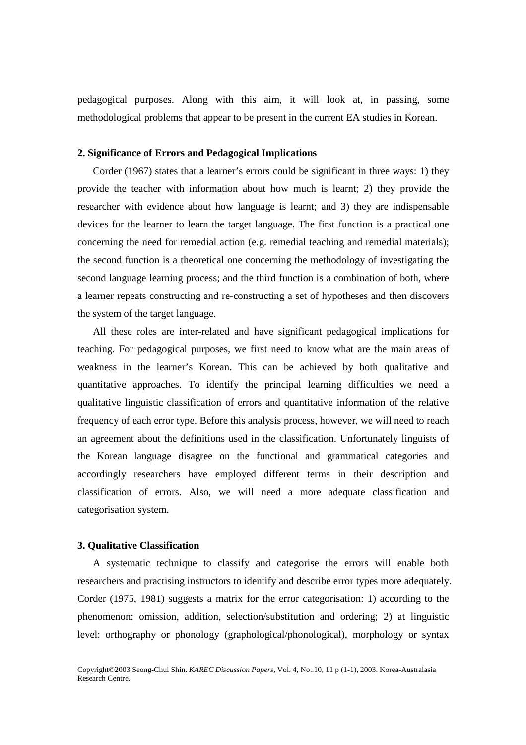pedagogical purposes. Along with this aim, it will look at, in passing, some methodological problems that appear to be present in the current EA studies in Korean.

## 2. Significance of Errors and Pedagogical Implications

Corder (1967) states that a learner's errors could be significant in three ways: 1) they provide the teacher with information about how much is learnt; 2) they provide the researcher with evidence about how language is learnt; and 3) they are indispensable devices for the learner to learn the target language. The first function is a practical one concerning the need for remedial action (e.g. remedial teaching and remedial materials); the second function is a theoretical one concerning the methodology of investigating the second language learning process; and the third function is a combination of both, where a learner repeats constructing and re-constructing a set of hypotheses and then discovers the system of the target language.

All these roles are inter-related and have significant pedagogical implications for teaching. For pedagogical purposes, we first need to know what are the main areas of weakness in the learner's Korean. This can be achieved by both qualitative and quantitative approaches. To identify the principal learning difficulties we need a qualitative linguistic classification of errors and quantitative information of the relative frequency of each error type. Before this analysis process, however, we will need to reach an agreement about the definitions used in the classification. Unfortunately linguists of the Korean language disagree on the functional and grammatical categories and accordingly researchers have employed different terms in their description and classification of errors. Also, we will need a more adequate classification and categorisation system.

## 3. Qualitative Classification

A systematic technique to classify and categorise the errors will enable both researchers and practising instructors to identify and describe error types more adequately. Corder (1975, 1981) suggests a matrix for the error categorisation: 1) according to the phenomenon: omission, addition, selection/substitution and ordering; 2) at linguistic level: orthography or phonology (graphological/phonological), morphology or syntax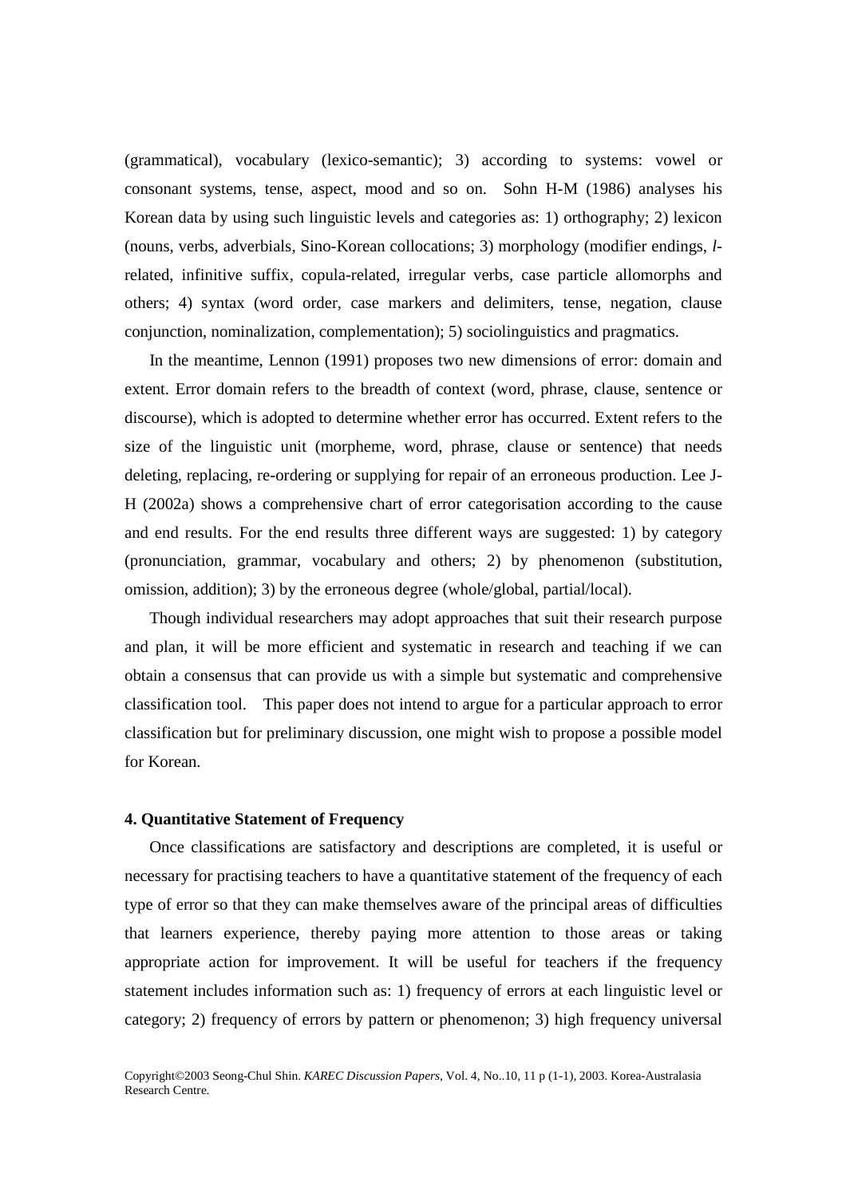(grammatical), vocabulary (lexico-semantic); 3) according to systems: vowel or consonant systems, tense, aspect, mood and so on. Sohn H-M (1986) analyses his Korean data by using such linguistic levels and categories as: 1) orthography; 2) lexicon (nouns, verbs, adverbials, Sino-Korean collocations; 3) morphology (modifier endings, *l*-related, infinitive suffix, copula-related, irregular verbs, case particle allomorphs and others; 4) syntax (word order, case markers and delimiters, tense, negation, clause conjunction, nominalization, complementation); 5) sociolinguistics and pragmatics.

In the meantime, Lennon (1991) proposes two new dimensions of error: domain and extent. Error domain refers to the breadth of context (word, phrase, clause, sentence or discourse), which is adopted to determine whether error has occurred. Extent refers to the size of the linguistic unit (morpheme, word, phrase, clause or sentence) that needs deleting, replacing, re-ordering or supplying for repair of an erroneous production. Lee J-H (2002a) shows a comprehensive chart of error categorisation according to the cause and end results. For the end results three different ways are suggested: 1) by category (pronunciation, grammar, vocabulary and others; 2) by phenomenon (substitution, omission, addition); 3) by the erroneous degree (whole/global, partial/local).

Though individual researchers may adopt approaches that suit their research purpose and plan, it will be more efficient and systematic in research and teaching if we can obtain a consensus that can provide us with a simple but systematic and comprehensive classification tool. This paper does not intend to argue for a particular approach to error classification but for preliminary discussion, one might wish to propose a possible model for Korean.

#### 4. Quantitative Statement of Frequency

Once classifications are satisfactory and descriptions are completed, it is useful or necessary for practising teachers to have a quantitative statement of the frequency of each type of error so that they can make themselves aware of the principal areas of difficulties that learners experience, thereby paying more attention to those areas or taking appropriate action for improvement. It will be useful for teachers if the frequency statement includes information such as: 1) frequency of errors at each linguistic level or category; 2) frequency of errors by pattern or phenomenon; 3) high frequency universal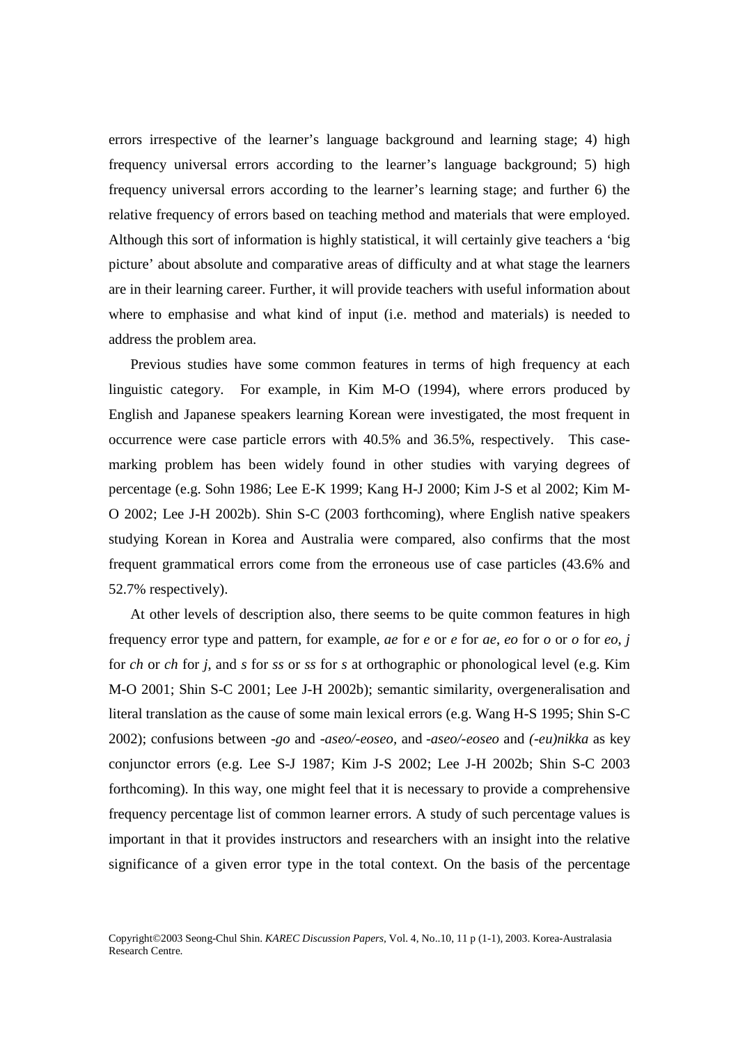errors irrespective of the learner's language background and learning stage; 4) high frequency universal errors according to the learner's language background; 5) high frequency universal errors according to the learner's learning stage; and further 6) the relative frequency of errors based on teaching method and materials that were employed. Although this sort of information is highly statistical, it will certainly give teachers a 'big picture' about absolute and comparative areas of difficulty and at what stage the learners are in their learning career. Further, it will provide teachers with useful information about where to emphasise and what kind of input (i.e. method and materials) is needed to address the problem area.

Previous studies have some common features in terms of high frequency at each linguistic category. For example, in Kim M-O (1994), where errors produced by English and Japanese speakers learning Korean were investigated, the most frequent in occurrence were case particle errors with 40.5% and 36.5%, respectively. This case-marking problem has been widely found in other studies with varying degrees of percentage (e.g. Sohn 1986; Lee E-K 1999; Kang H-J 2000; Kim J-S et al 2002; Kim M-O 2002; Lee J-H 2002b). Shin S-C (2003 forthcoming), where English native speakers studying Korean in Korea and Australia were compared, also confirms that the most frequent grammatical errors come from the erroneous use of case particles (43.6% and 52.7% respectively).

At other levels of description also, there seems to be quite common features in high frequency error type and pattern, for example, *ae* for *e* or *e* for *ae*, *eo* for *o* or *o* for *eo*, *j* for *ch* or *ch* for *j*, and *s* for *ss* or *ss* for *s* at orthographic or phonological level (e.g. Kim M-O 2001; Shin S-C 2001; Lee J-H 2002b); semantic similarity, overgeneralisation and literal translation as the cause of some main lexical errors (e.g. Wang H-S 1995; Shin S-C 2002); confusions between *-go* and *-aseo/-eoseo*, and *-aseo/-eoseo* and *(-eu)nikka* as key conjunctor errors (e.g. Lee S-J 1987; Kim J-S 2002; Lee J-H 2002b; Shin S-C 2003 forthcoming). In this way, one might feel that it is necessary to provide a comprehensive frequency percentage list of common learner errors. A study of such percentage values is important in that it provides instructors and researchers with an insight into the relative significance of a given error type in the total context. On the basis of the percentage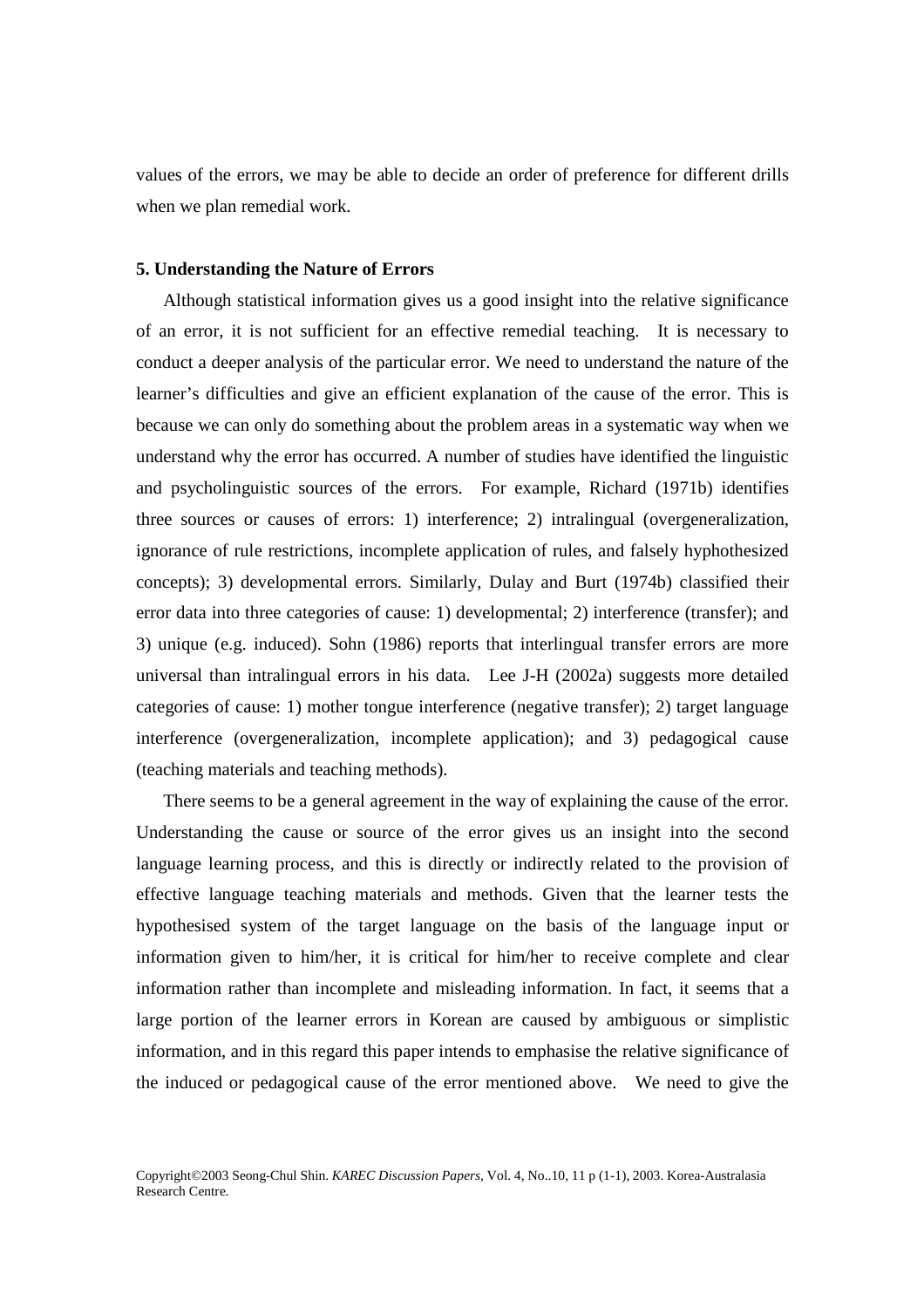values of the errors, we may be able to decide an order of preference for different drills when we plan remedial work.

**5. Understanding the Nature of Errors**

Although statistical information gives us a good insight into the relative significance of an error, it is not sufficient for an effective remedial teaching. It is necessary to conduct a deeper analysis of the particular error. We need to understand the nature of the learner's difficulties and give an efficient explanation of the cause of the error. This is because we can only do something about the problem areas in a systematic way when we understand why the error has occurred. A number of studies have identified the linguistic and psycholinguistic sources of the errors. For example, Richard (1971b) identifies three sources or causes of errors: 1) interference; 2) intralingual (overgeneralization, ignorance of rule restrictions, incomplete application of rules, and falsely hyphothesized concepts); 3) developmental errors. Similarly, Dulay and Burt (1974b) classified their error data into three categories of cause: 1) developmental; 2) interference (transfer); and 3) unique (e.g. induced). Sohn (1986) reports that interlingual transfer errors are more universal than intralingual errors in his data. Lee J-H (2002a) suggests more detailed categories of cause: 1) mother tongue interference (negative transfer); 2) target language interference (overgeneralization, incomplete application); and 3) pedagogical cause (teaching materials and teaching methods).

There seems to be a general agreement in the way of explaining the cause of the error. Understanding the cause or source of the error gives us an insight into the second language learning process, and this is directly or indirectly related to the provision of effective language teaching materials and methods. Given that the learner tests the hypothesised system of the target language on the basis of the language input or information given to him/her, it is critical for him/her to receive complete and clear information rather than incomplete and misleading information. In fact, it seems that a large portion of the learner errors in Korean are caused by ambiguous or simplistic information, and in this regard this paper intends to emphasise the relative significance of the induced or pedagogical cause of the error mentioned above. We need to give the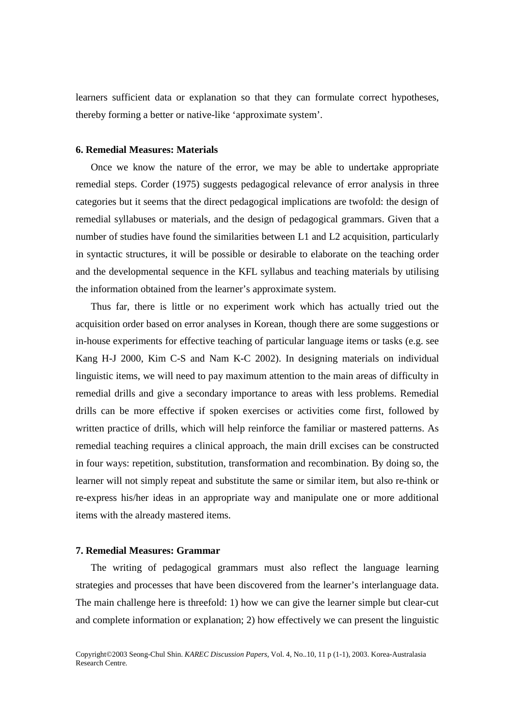learners sufficient data or explanation so that they can formulate correct hypotheses, thereby forming a better or native-like 'approximate system'.

#### 6. Remedial Measures: Materials

Once we know the nature of the error, we may be able to undertake appropriate remedial steps. Corder (1975) suggests pedagogical relevance of error analysis in three categories but it seems that the direct pedagogical implications are twofold: the design of remedial syllabuses or materials, and the design of pedagogical grammars. Given that a number of studies have found the similarities between L1 and L2 acquisition, particularly in syntactic structures, it will be possible or desirable to elaborate on the teaching order and the developmental sequence in the KFL syllabus and teaching materials by utilising the information obtained from the learner's approximate system.

Thus far, there is little or no experiment work which has actually tried out the acquisition order based on error analyses in Korean, though there are some suggestions or in-house experiments for effective teaching of particular language items or tasks (e.g. see Kang H-J 2000, Kim C-S and Nam K-C 2002). In designing materials on individual linguistic items, we will need to pay maximum attention to the main areas of difficulty in remedial drills and give a secondary importance to areas with less problems. Remedial drills can be more effective if spoken exercises or activities come first, followed by written practice of drills, which will help reinforce the familiar or mastered patterns. As remedial teaching requires a clinical approach, the main drill excises can be constructed in four ways: repetition, substitution, transformation and recombination. By doing so, the learner will not simply repeat and substitute the same or similar item, but also re-think or re-express his/her ideas in an appropriate way and manipulate one or more additional items with the already mastered items.

#### 7. Remedial Measures: Grammar

The writing of pedagogical grammars must also reflect the language learning strategies and processes that have been discovered from the learner's interlanguage data. The main challenge here is threefold: 1) how we can give the learner simple but clear-cut and complete information or explanation; 2) how effectively we can present the linguistic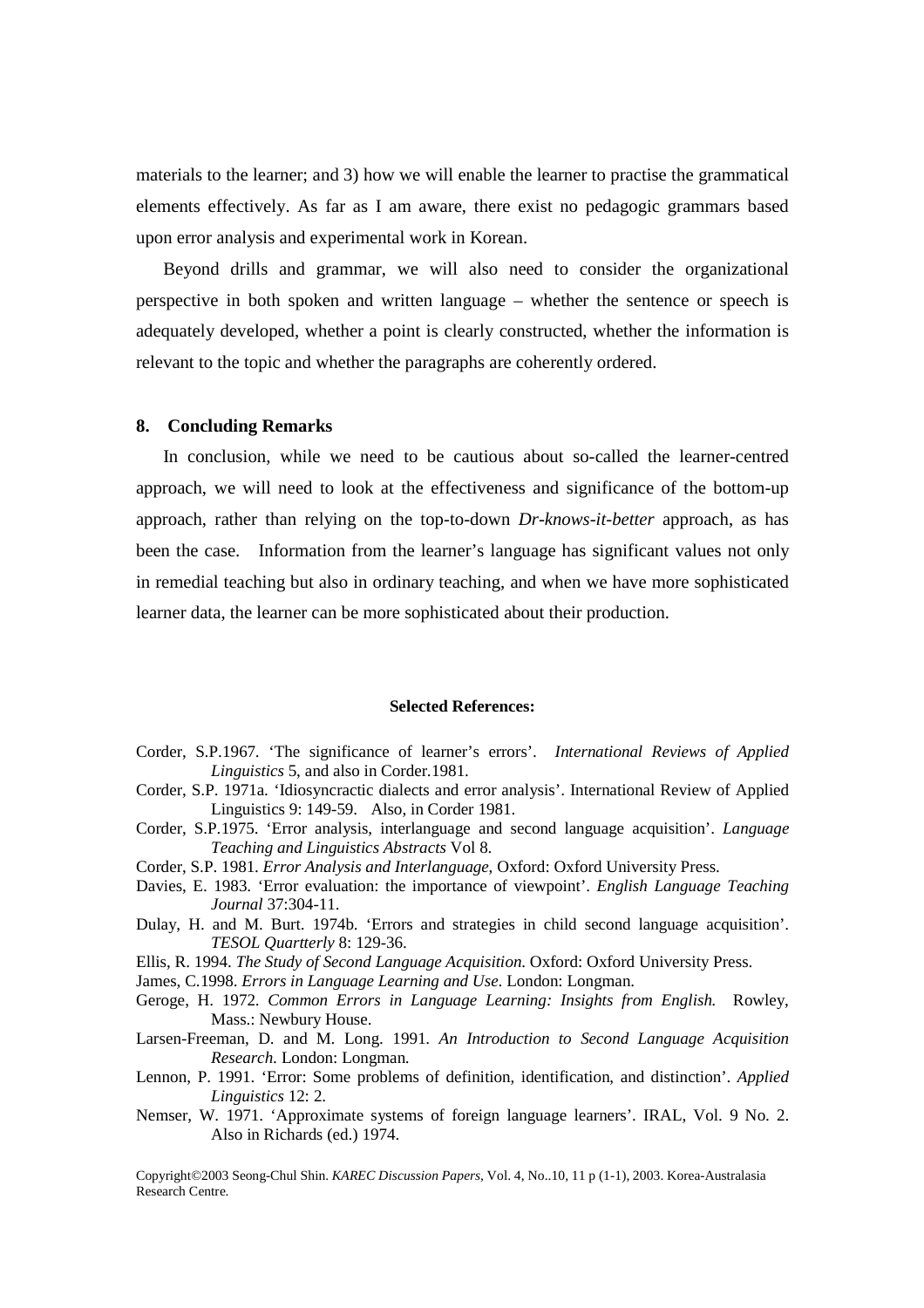materials to the learner; and 3) how we will enable the learner to practise the grammatical elements effectively. As far as I am aware, there exist no pedagogic grammars based upon error analysis and experimental work in Korean.

Beyond drills and grammar, we will also need to consider the organizational perspective in both spoken and written language – whether the sentence or speech is adequately developed, whether a point is clearly constructed, whether the information is relevant to the topic and whether the paragraphs are coherently ordered.

## 8. Concluding Remarks

In conclusion, while we need to be cautious about so-called the learner-centred approach, we will need to look at the effectiveness and significance of the bottom-up approach, rather than relying on the top-to-down *Dr-knows-it-better* approach, as has been the case. Information from the learner's language has significant values not only in remedial teaching but also in ordinary teaching, and when we have more sophisticated learner data, the learner can be more sophisticated about their production.

### Selected References:

Corder, S.P.1967. 'The significance of learner's errors'. *International Reviews of Applied Linguistics* 5, and also in Corder.1981.

Corder, S.P. 1971a. 'Idiosyncractic dialects and error analysis'. International Review of Applied Linguistics 9: 149-59. Also, in Corder 1981.

Corder, S.P.1975. 'Error analysis, interlanguage and second language acquisition'. *Language Teaching and Linguistics Abstracts* Vol 8.

Corder, S.P. 1981. *Error Analysis and Interlanguage*, Oxford: Oxford University Press.

Davies, E. 1983. 'Error evaluation: the importance of viewpoint'. *English Language Teaching Journal* 37:304-11.

Dulay, H. and M. Burt. 1974b. 'Errors and strategies in child second language acquisition'. *TESOL Quartterly* 8: 129-36.

Ellis, R. 1994. *The Study of Second Language Acquisition*. Oxford: Oxford University Press.

James, C.1998. *Errors in Language Learning and Use*. London: Longman.

Geroge, H. 1972. *Common Errors in Language Learning: Insights from English.* Rowley, Mass.: Newbury House.

Larsen-Freeman, D. and M. Long. 1991. *An Introduction to Second Language Acquisition Research*. London: Longman.

Lennon, P. 1991. 'Error: Some problems of definition, identification, and distinction'. *Applied Linguistics* 12: 2.

Nemser, W. 1971. 'Approximate systems of foreign language learners'. IRAL, Vol. 9 No. 2. Also in Richards (ed.) 1974.

Copyright©2003 Seong-Chul Shin. *KAREC Discussion Papers*, Vol. 4, No..10, 11 p (1-1), 2003. Korea-Australasia Research Centre.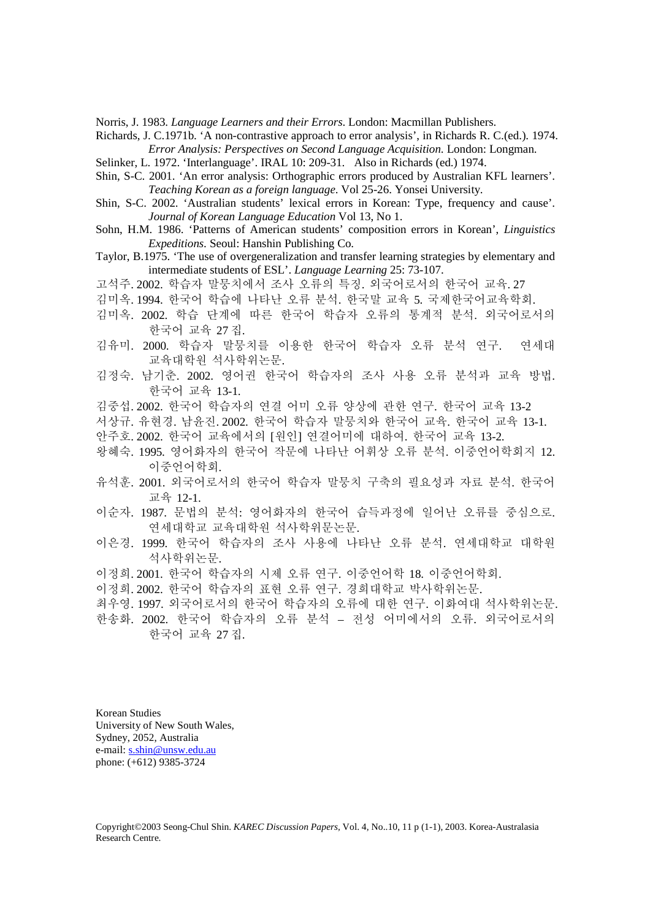Norris, J. 1983. *Language Learners and their Errors*. London: Macmillan Publishers.

Richards, J. C.1971b. 'A non-contrastive approach to error analysis', in Richards R. C.(ed.). 1974. *Error Analysis: Perspectives on Second Language Acquisition*. London: Longman.

Selinker, L. 1972. 'Interlanguage'. IRAL 10: 209-31. Also in Richards (ed.) 1974.

Shin, S-C. 2001. 'An error analysis: Orthographic errors produced by Australian KFL learners'. *Teaching Korean as a foreign language*. Vol 25-26. Yonsei University.

Shin, S-C. 2002. 'Australian students' lexical errors in Korean: Type, frequency and cause'. *Journal of Korean Language Education* Vol 13, No 1.

Sohn, H.M. 1986. 'Patterns of American students' composition errors in Korean', *Linguistics Expeditions*. Seoul: Hanshin Publishing Co.

Taylor, B.1975. 'The use of overgeneralization and transfer learning strategies by elementary and intermediate students of ESL'. *Language Learning* 25: 73-107.

고석주. 2002. 학습자 말뭉치에서 조사 오류의 특징. 외국어로서의 한국어 교육. 27

김미옥. 1994. 한국어 학습에 나타난 오류 분석. 한국말 교육 5. 국제한국어교육학회.

김미옥. 2002. 학습 단계에 따른 한국어 학습자 오류의 통계적 분석. 외국어로서의 한국어 교육 27 집.

김유미. 2000. 학습자 말뭉치를 이용한 한국어 학습자 오류 분석 연구. 연세대 교육대학원 석사학위논문.

김정숙. 남기춘. 2002. 영어권 한국어 학습자의 조사 사용 오류 분석과 교육 방법. 한국어 교육 13-1.

김중섭. 2002. 한국어 학습자의 연결 어미 오류 양상에 관한 연구. 한국어 교육 13-2

서상규. 유현경. 남윤진. 2002. 한국어 학습자 말뭉치와 한국어 교육. 한국어 교육 13-1.

안주호. 2002. 한국어 교육에서의 [원인] 연결어미에 대하여. 한국어 교육 13-2.

왕혜숙. 1995. 영어화자의 한국어 작문에 나타난 어휘상 오류 분석. 이중언어학회지 12. 이중언어학회.

유석훈. 2001. 외국어로서의 한국어 학습자 말뭉치 구축의 필요성과 자료 분석. 한국어 교육 12-1.

이순자. 1987. 문법의 분석: 영어화자의 한국어 습득과정에 일어난 오류를 중심으로. 연세대학교 교육대학원 석사학위문논문.

이은경. 1999. 한국어 학습자의 조사 사용에 나타난 오류 분석. 연세대학교 대학원 석사학위논문.

이정희. 2001. 한국어 학습자의 시제 오류 연구. 이중언어학 18. 이중언어학회.

이정희. 2002. 한국어 학습자의 표현 오류 연구. 경희대학교 박사학위논문.

최우영. 1997. 외국어로서의 한국어 학습자의 오류에 대한 연구. 이화여대 석사학위논문.

한송화. 2002. 한국어 학습자의 오류 분석 – 전성 어미에서의 오류. 외국어로서의 한국어 교육 27 집.

Korean Studies
University of New South Wales,
Sydney, 2052, Australia
e-mail: s.shin@unsw.edu.au
phone: (+612) 9385-3724

Copyright©2003 Seong-Chul Shin. *KAREC Discussion Papers*, Vol. 4, No..10, 11 p (1-1), 2003. Korea-Australasia Research Centre.